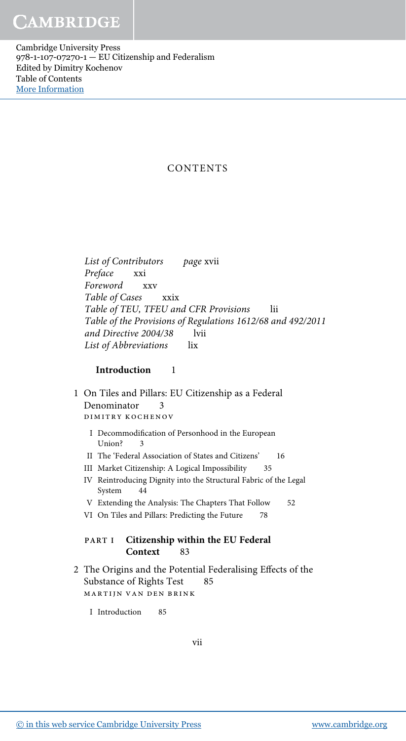# CONTENTS

*List of Contributors* page xvii
*Preface* xxi
*Foreword* xxv
*Table of Cases* xxix
*Table of TEU, TFEU and CFR Provisions* lii
*Table of the Provisions of Regulations 1612/68 and 492/2011 and Directive 2004/38* lvii
*List of Abbreviations* lix

**Introduction** 1

1 On Tiles and Pillars: EU Citizenship as a Federal Denominator 3
DIMITRY KOCHENOV

- I Decommodification of Personhood in the European Union? 3
- II The 'Federal Association of States and Citizens' 16
- III Market Citizenship: A Logical Impossibility 35
- IV Reintroducing Dignity into the Structural Fabric of the Legal System 44
- V Extending the Analysis: The Chapters That Follow 52
- VI On Tiles and Pillars: Predicting the Future 78

## PART I Citizenship within the EU Federal Context 83

2 The Origins and the Potential Federalising Effects of the Substance of Rights Test 85
MARTIJN VAN DEN BRINK

- I Introduction 85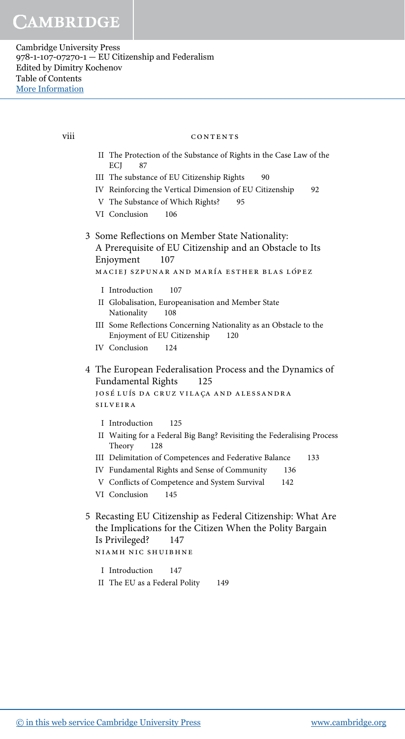- II The Protection of the Substance of Rights in the Case Law of the ECJ 87
- III The substance of EU Citizenship Rights 90
- IV Reinforcing the Vertical Dimension of EU Citizenship 92
- V The Substance of Which Rights? 95
- VI Conclusion 106

3 Some Reflections on Member State Nationality: A Prerequisite of EU Citizenship and an Obstacle to Its Enjoyment 107

MACIEJ SZPUNAR AND MARÍA ESTHER BLAS LÓPEZ

- I Introduction 107
- II Globalisation, Europeanisation and Member State Nationality 108
- III Some Reflections Concerning Nationality as an Obstacle to the Enjoyment of EU Citizenship 120
- IV Conclusion 124

4 The European Federalisation Process and the Dynamics of Fundamental Rights 125

JOSÉ LUÍS DA CRUZ VILAÇA AND ALESSANDRA SILVEIRA

- I Introduction 125
- II Waiting for a Federal Big Bang? Revisiting the Federalising Process Theory 128
- III Delimitation of Competences and Federative Balance 133
- IV Fundamental Rights and Sense of Community 136
- V Conflicts of Competence and System Survival 142
- VI Conclusion 145

5 Recasting EU Citizenship as Federal Citizenship: What Are the Implications for the Citizen When the Polity Bargain Is Privileged? 147

NIAMH NIC SHUIBHNE

- I Introduction 147
- II The EU as a Federal Polity 149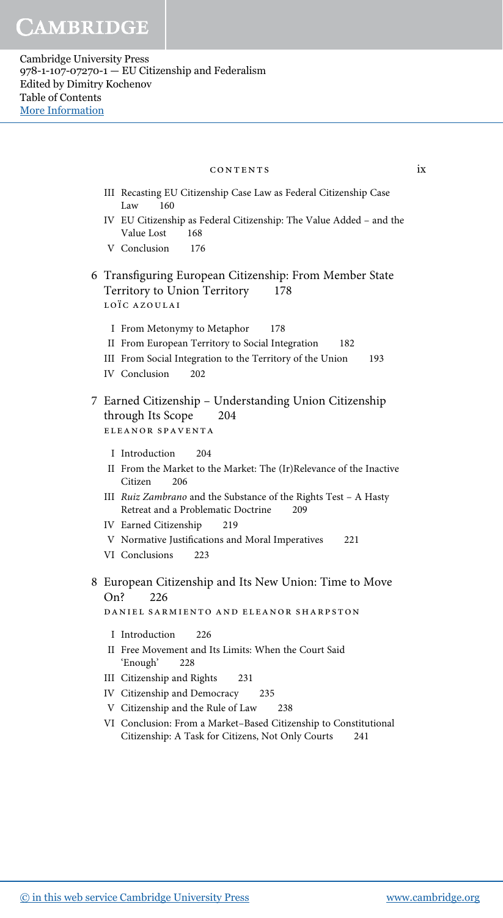III Recasting EU Citizenship Case Law as Federal Citizenship Case Law 160

IV EU Citizenship as Federal Citizenship: The Value Added – and the Value Lost 168

V Conclusion 176

6 Transfiguring European Citizenship: From Member State Territory to Union Territory 178
LOÏC AZOULAI

I From Metonymy to Metaphor 178

II From European Territory to Social Integration 182

III From Social Integration to the Territory of the Union 193

IV Conclusion 202

7 Earned Citizenship – Understanding Union Citizenship through Its Scope 204
ELEANOR SPAVENTA

I Introduction 204

II From the Market to the Market: The (Ir)Relevance of the Inactive Citizen 206

III *Ruiz Zambrano* and the Substance of the Rights Test – A Hasty Retreat and a Problematic Doctrine 209

IV Earned Citizenship 219

V Normative Justifications and Moral Imperatives 221

VI Conclusions 223

8 European Citizenship and Its New Union: Time to Move On? 226
DANIEL SARMIENTO AND ELEANOR SHARPSTON

I Introduction 226

II Free Movement and Its Limits: When the Court Said 'Enough' 228

III Citizenship and Rights 231

IV Citizenship and Democracy 235

V Citizenship and the Rule of Law 238

VI Conclusion: From a Market-Based Citizenship to Constitutional Citizenship: A Task for Citizens, Not Only Courts 241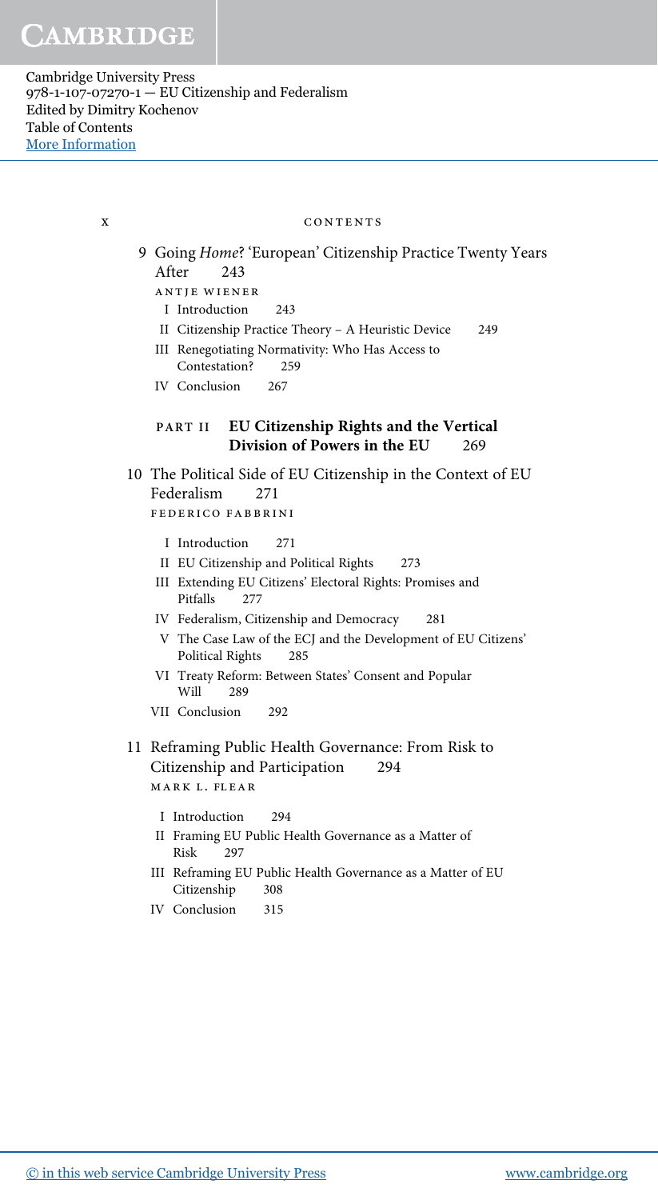9 Going *Home*? 'European' Citizenship Practice Twenty Years After 243

ANTJE WIENER

- I Introduction 243
- II Citizenship Practice Theory – A Heuristic Device 249
- III Renegotiating Normativity: Who Has Access to Contestation? 259
- IV Conclusion 267

## PART II EU Citizenship Rights and the Vertical Division of Powers in the EU 269

10 The Political Side of EU Citizenship in the Context of EU Federalism 271

FEDERICO FABBRINI

- I Introduction 271
- II EU Citizenship and Political Rights 273
- III Extending EU Citizens' Electoral Rights: Promises and Pitfalls 277
- IV Federalism, Citizenship and Democracy 281
- V The Case Law of the ECJ and the Development of EU Citizens' Political Rights 285
- VI Treaty Reform: Between States' Consent and Popular Will 289
- VII Conclusion 292

11 Reframing Public Health Governance: From Risk to Citizenship and Participation 294

MARK L. FLEAR

- I Introduction 294
- II Framing EU Public Health Governance as a Matter of Risk 297
- III Reframing EU Public Health Governance as a Matter of EU Citizenship 308
- IV Conclusion 315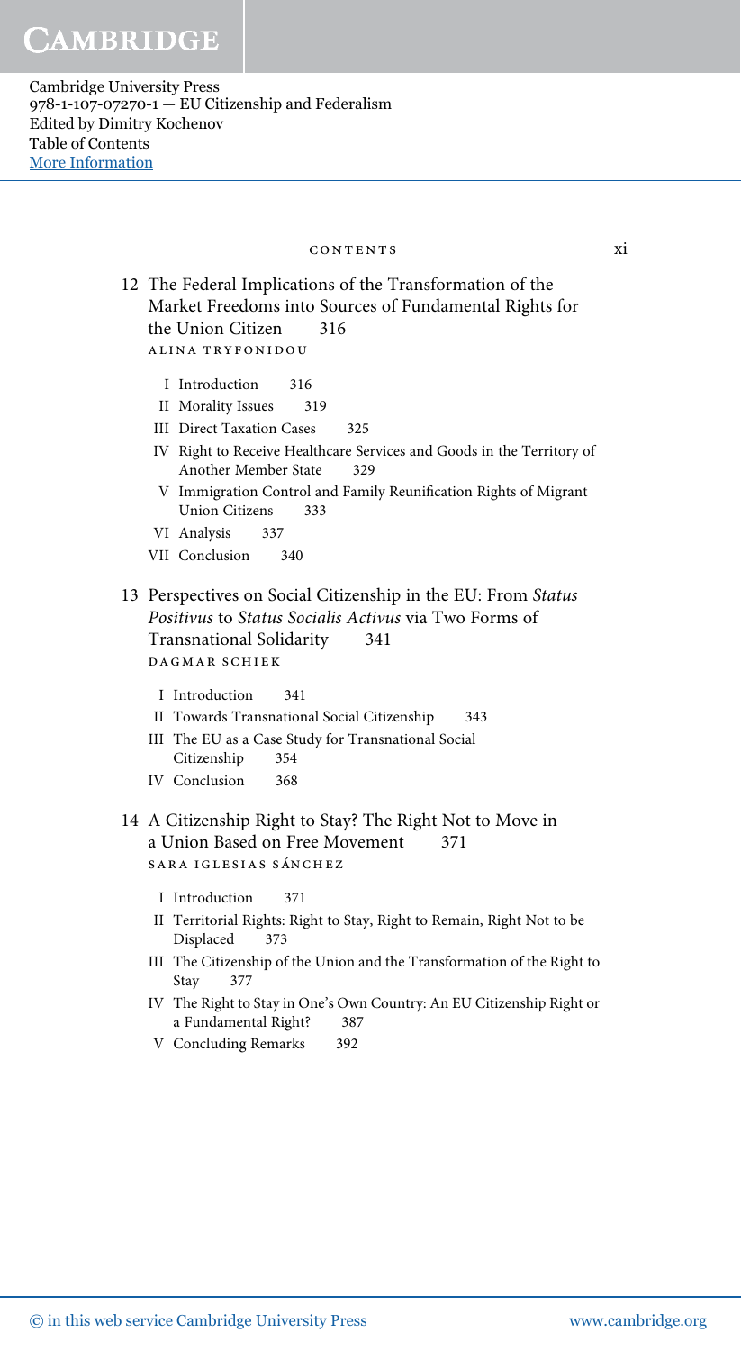12 The Federal Implications of the Transformation of the Market Freedoms into Sources of Fundamental Rights for the Union Citizen 316
ALINA TRYFONIDOU

- I Introduction 316
- II Morality Issues 319
- III Direct Taxation Cases 325
- IV Right to Receive Healthcare Services and Goods in the Territory of Another Member State 329
- V Immigration Control and Family Reunification Rights of Migrant Union Citizens 333
- VI Analysis 337
- VII Conclusion 340

13 Perspectives on Social Citizenship in the EU: From *Status Positivus* to *Status Socialis Activus* via Two Forms of Transnational Solidarity 341
DAGMAR SCHIEK

- I Introduction 341
- II Towards Transnational Social Citizenship 343
- III The EU as a Case Study for Transnational Social Citizenship 354
- IV Conclusion 368

14 A Citizenship Right to Stay? The Right Not to Move in a Union Based on Free Movement 371
SARA IGLESIAS SÁNCHEZ

- I Introduction 371
- II Territorial Rights: Right to Stay, Right to Remain, Right Not to be Displaced 373
- III The Citizenship of the Union and the Transformation of the Right to Stay 377
- IV The Right to Stay in One's Own Country: An EU Citizenship Right or a Fundamental Right? 387
- V Concluding Remarks 392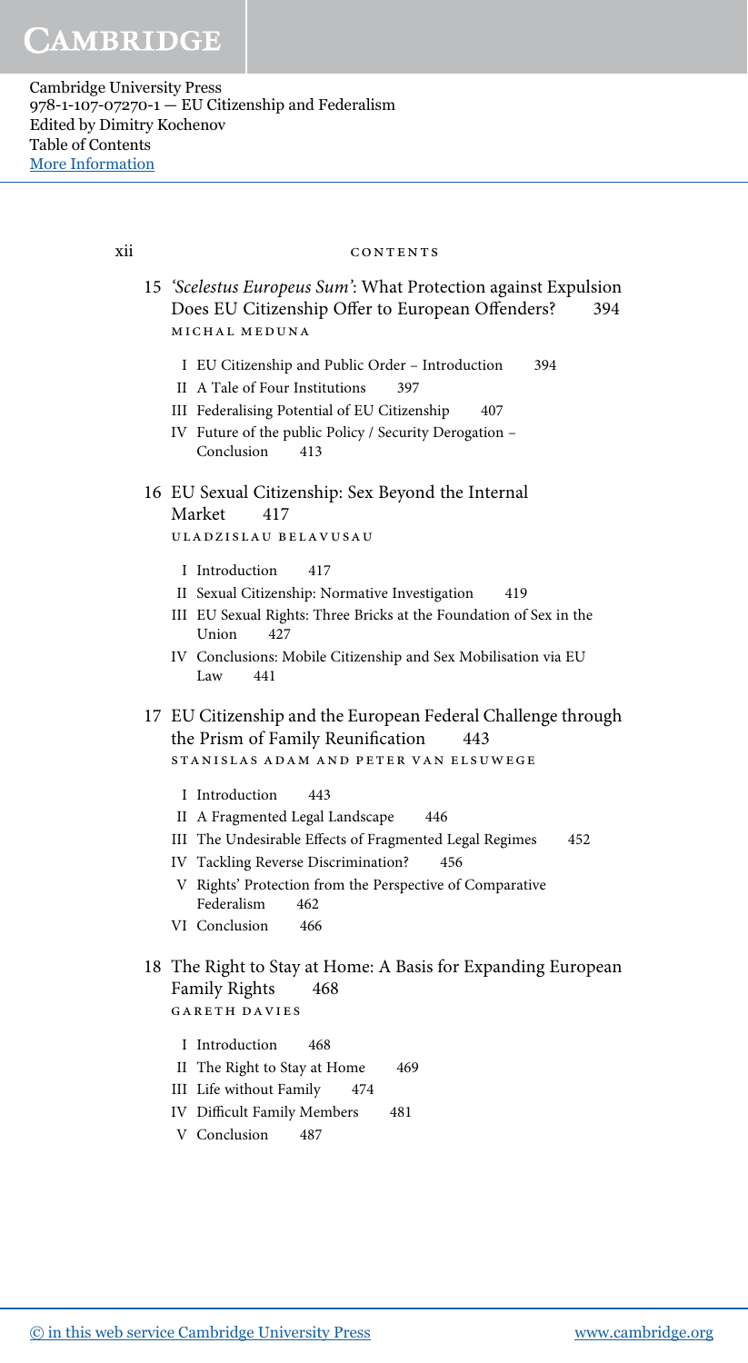15 *'Scelestus Europeus Sum'*: What Protection against Expulsion Does EU Citizenship Offer to European Offenders? 394
MICHAL MEDUNA

- I EU Citizenship and Public Order – Introduction 394
- II A Tale of Four Institutions 397
- III Federalising Potential of EU Citizenship 407
- IV Future of the public Policy / Security Derogation – Conclusion 413

16 EU Sexual Citizenship: Sex Beyond the Internal Market 417
ULADZISLAU BELAVUSAU

- I Introduction 417
- II Sexual Citizenship: Normative Investigation 419
- III EU Sexual Rights: Three Bricks at the Foundation of Sex in the Union 427
- IV Conclusions: Mobile Citizenship and Sex Mobilisation via EU Law 441

17 EU Citizenship and the European Federal Challenge through the Prism of Family Reunification 443
STANISLAS ADAM AND PETER VAN ELSUWEGE

- I Introduction 443
- II A Fragmented Legal Landscape 446
- III The Undesirable Effects of Fragmented Legal Regimes 452
- IV Tackling Reverse Discrimination? 456
- V Rights' Protection from the Perspective of Comparative Federalism 462
- VI Conclusion 466

18 The Right to Stay at Home: A Basis for Expanding European Family Rights 468
GARETH DAVIES

- I Introduction 468
- II The Right to Stay at Home 469
- III Life without Family 474
- IV Difficult Family Members 481
- V Conclusion 487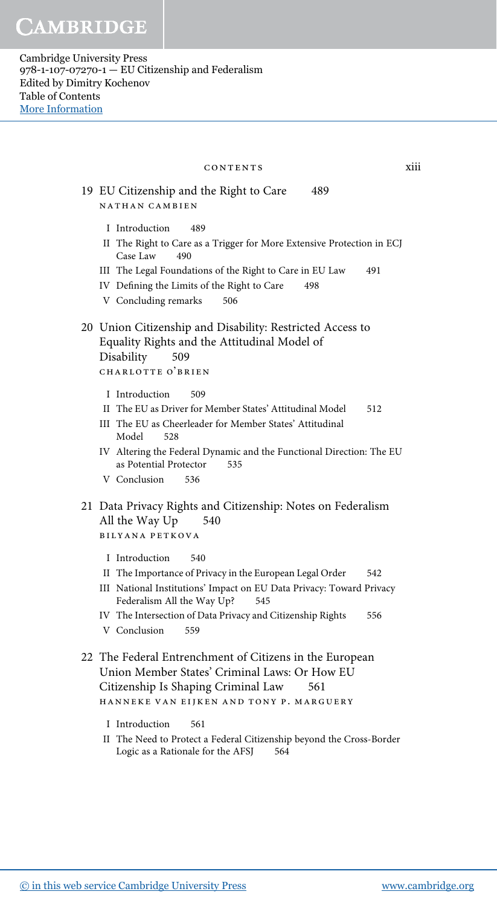19 EU Citizenship and the Right to Care 489
NATHAN CAMBIEN

- I Introduction 489
- II The Right to Care as a Trigger for More Extensive Protection in ECJ Case Law 490
- III The Legal Foundations of the Right to Care in EU Law 491
- IV Defining the Limits of the Right to Care 498
- V Concluding remarks 506

20 Union Citizenship and Disability: Restricted Access to Equality Rights and the Attitudinal Model of Disability 509
CHARLOTTE O'BRIEN

- I Introduction 509
- II The EU as Driver for Member States' Attitudinal Model 512
- III The EU as Cheerleader for Member States' Attitudinal Model 528
- IV Altering the Federal Dynamic and the Functional Direction: The EU as Potential Protector 535
- V Conclusion 536

21 Data Privacy Rights and Citizenship: Notes on Federalism All the Way Up 540
BILYANA PETKOVA

- I Introduction 540
- II The Importance of Privacy in the European Legal Order 542
- III National Institutions' Impact on EU Data Privacy: Toward Privacy Federalism All the Way Up? 545
- IV The Intersection of Data Privacy and Citizenship Rights 556
- V Conclusion 559

22 The Federal Entrenchment of Citizens in the European Union Member States' Criminal Laws: Or How EU Citizenship Is Shaping Criminal Law 561
HANNEKE VAN EIJKEN AND TONY P. MARGUERY

- I Introduction 561
- II The Need to Protect a Federal Citizenship beyond the Cross-Border Logic as a Rationale for the AFSJ 564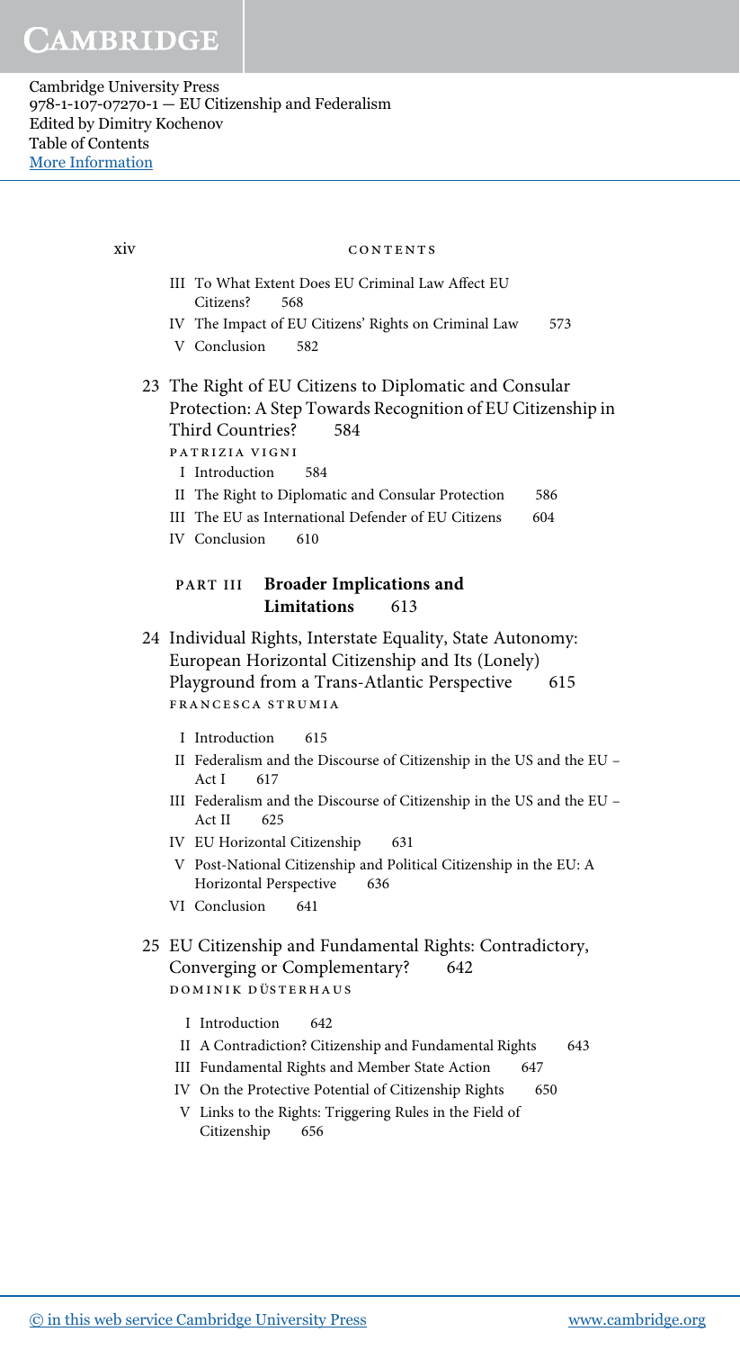III To What Extent Does EU Criminal Law Affect EU Citizens? 568

IV The Impact of EU Citizens' Rights on Criminal Law 573

V Conclusion 582

23 The Right of EU Citizens to Diplomatic and Consular Protection: A Step Towards Recognition of EU Citizenship in Third Countries? 584

PATRIZIA VIGNI

I Introduction 584

II The Right to Diplomatic and Consular Protection 586

III The EU as International Defender of EU Citizens 604

IV Conclusion 610

## PART III Broader Implications and Limitations 613

24 Individual Rights, Interstate Equality, State Autonomy: European Horizontal Citizenship and Its (Lonely) Playground from a Trans-Atlantic Perspective 615

FRANCESCA STRUMIA

I Introduction 615

II Federalism and the Discourse of Citizenship in the US and the EU – Act I 617

III Federalism and the Discourse of Citizenship in the US and the EU – Act II 625

IV EU Horizontal Citizenship 631

V Post-National Citizenship and Political Citizenship in the EU: A Horizontal Perspective 636

VI Conclusion 641

25 EU Citizenship and Fundamental Rights: Contradictory, Converging or Complementary? 642

DOMINIK DÜSTERHAUS

I Introduction 642

II A Contradiction? Citizenship and Fundamental Rights 643

III Fundamental Rights and Member State Action 647

IV On the Protective Potential of Citizenship Rights 650

V Links to the Rights: Triggering Rules in the Field of Citizenship 656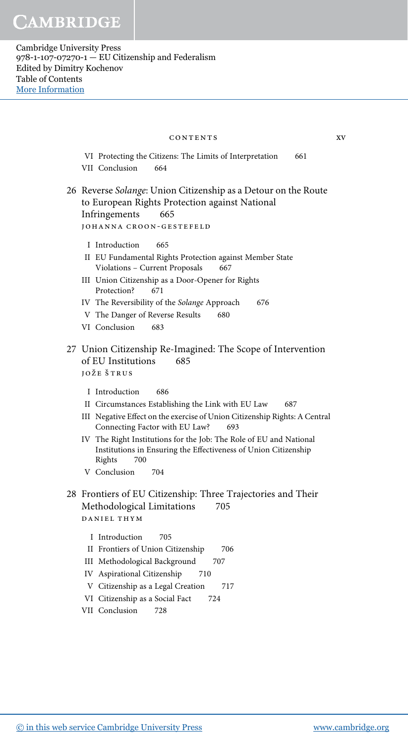VI Protecting the Citizens: The Limits of Interpretation 661

VII Conclusion 664

26 Reverse *Solange*: Union Citizenship as a Detour on the Route to European Rights Protection against National Infringements 665

JOHANNA CROON-GESTEFELD

I Introduction 665

II EU Fundamental Rights Protection against Member State Violations – Current Proposals 667

III Union Citizenship as a Door-Opener for Rights Protection? 671

IV The Reversibility of the *Solange* Approach 676

V The Danger of Reverse Results 680

VI Conclusion 683

27 Union Citizenship Re-Imagined: The Scope of Intervention of EU Institutions 685

JOŽE ŠTRUS

I Introduction 686

II Circumstances Establishing the Link with EU Law 687

III Negative Effect on the exercise of Union Citizenship Rights: A Central Connecting Factor with EU Law? 693

IV The Right Institutions for the Job: The Role of EU and National Institutions in Ensuring the Effectiveness of Union Citizenship Rights 700

V Conclusion 704

28 Frontiers of EU Citizenship: Three Trajectories and Their Methodological Limitations 705

DANIEL THYM

I Introduction 705

II Frontiers of Union Citizenship 706

III Methodological Background 707

IV Aspirational Citizenship 710

V Citizenship as a Legal Creation 717

VI Citizenship as a Social Fact 724

VII Conclusion 728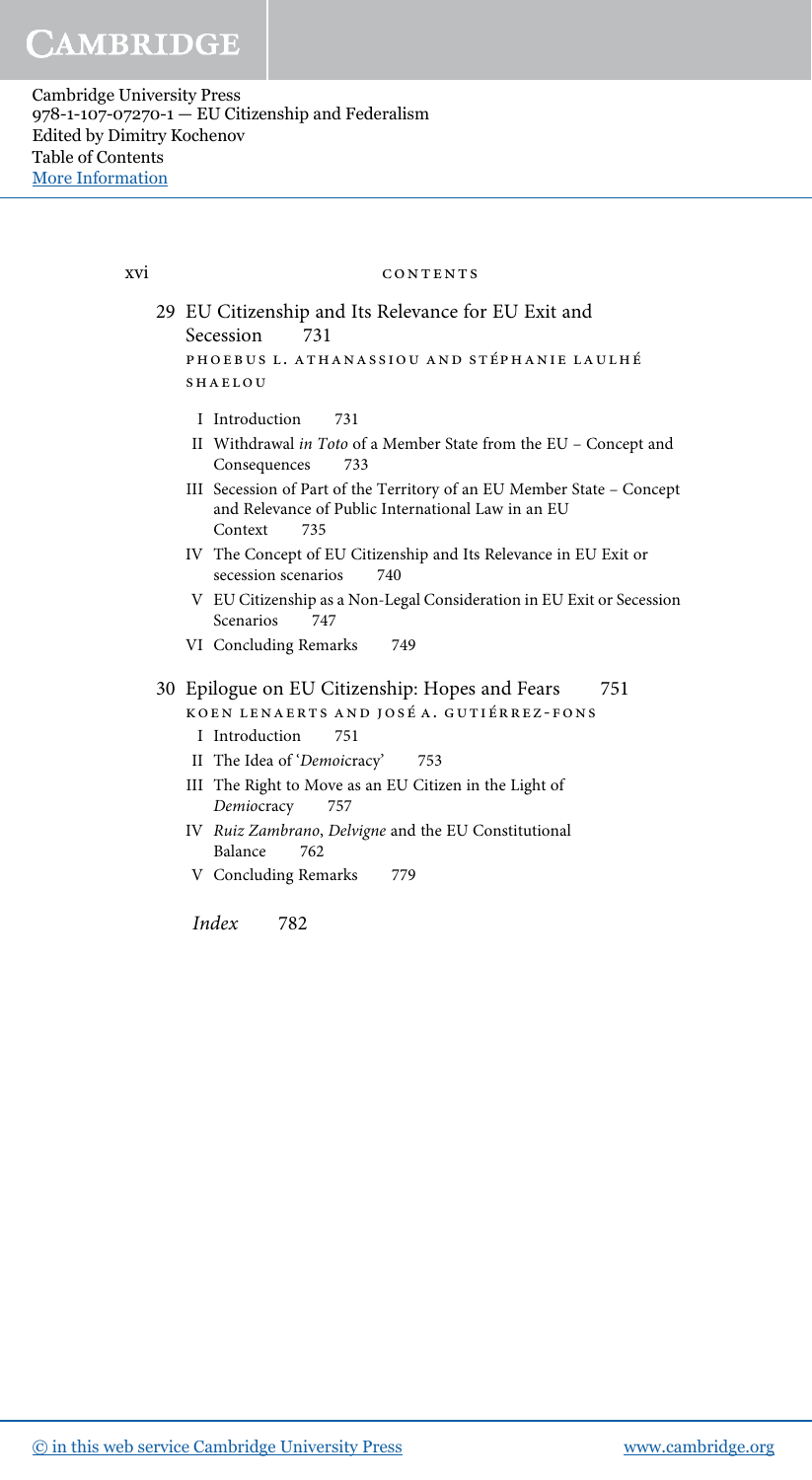29 EU Citizenship and Its Relevance for EU Exit and Secession 731

PHOEBUS L. ATHANASSIOU AND STÉPHANIE LAULHÉ SHAELOU

- I Introduction 731
- II Withdrawal *in Toto* of a Member State from the EU – Concept and Consequences 733
- III Secession of Part of the Territory of an EU Member State – Concept and Relevance of Public International Law in an EU Context 735
- IV The Concept of EU Citizenship and Its Relevance in EU Exit or secession scenarios 740
- V EU Citizenship as a Non-Legal Consideration in EU Exit or Secession Scenarios 747
- VI Concluding Remarks 749

30 Epilogue on EU Citizenship: Hopes and Fears 751

KOEN LENAERTS AND JOSÉ A. GUTIÉRREZ-FONS

- I Introduction 751
- II The Idea of '*Demoi*cracy' 753
- III The Right to Move as an EU Citizen in the Light of *Demio*cracy 757
- IV *Ruiz Zambrano*, *Delvigne* and the EU Constitutional Balance 762
- V Concluding Remarks 779

*Index* 782